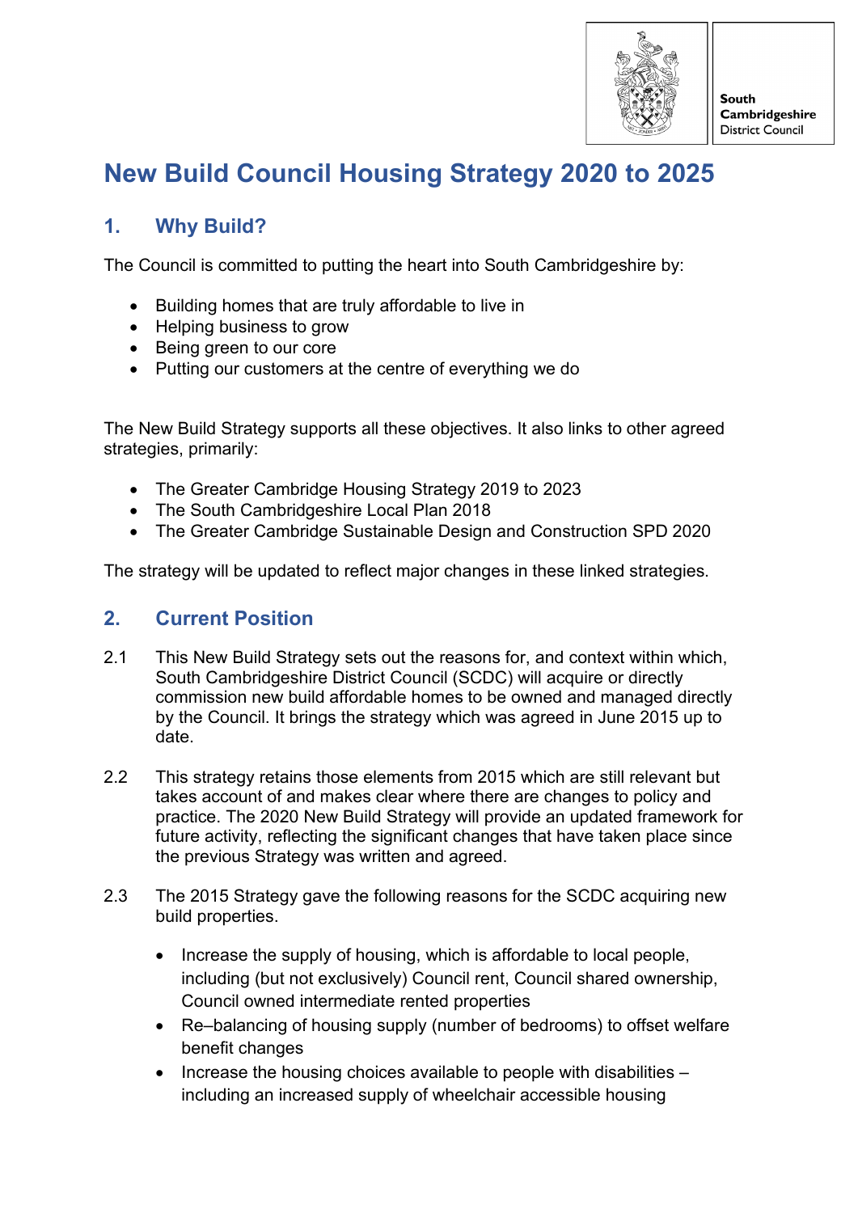# New Build Council Housing Strategy 2020 to 2025

## 1. Why Build?

The Council is committed to putting the heart into South Cambridgeshire by:

- Building homes that are truly affordable to live in
- Helping business to grow
- Being green to our core
- Putting our customers at the centre of everything we do

The New Build Strategy supports all these objectives. It also links to other agreed strategies, primarily:

- The Greater Cambridge Housing Strategy 2019 to 2023
- The South Cambridgeshire Local Plan 2018
- The Greater Cambridge Sustainable Design and Construction SPD 2020

The strategy will be updated to reflect major changes in these linked strategies.

## 2. Current Position

2.1 This New Build Strategy sets out the reasons for, and context within which, South Cambridgeshire District Council (SCDC) will acquire or directly commission new build affordable homes to be owned and managed directly by the Council. It brings the strategy which was agreed in June 2015 up to date.

2.2 This strategy retains those elements from 2015 which are still relevant but takes account of and makes clear where there are changes to policy and practice. The 2020 New Build Strategy will provide an updated framework for future activity, reflecting the significant changes that have taken place since the previous Strategy was written and agreed.

2.3 The 2015 Strategy gave the following reasons for the SCDC acquiring new build properties.

- Increase the supply of housing, which is affordable to local people, including (but not exclusively) Council rent, Council shared ownership, Council owned intermediate rented properties
- Re–balancing of housing supply (number of bedrooms) to offset welfare benefit changes
- Increase the housing choices available to people with disabilities – including an increased supply of wheelchair accessible housing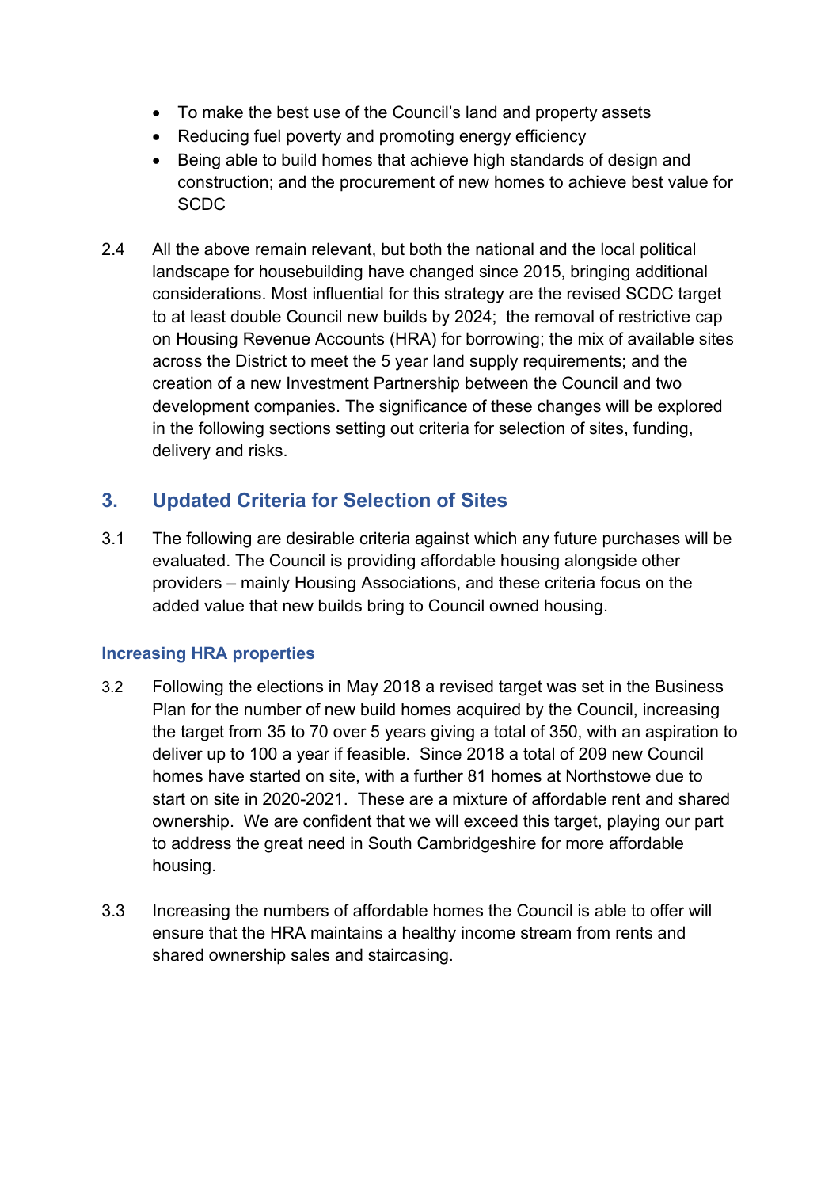- To make the best use of the Council's land and property assets
- Reducing fuel poverty and promoting energy efficiency
- Being able to build homes that achieve high standards of design and construction; and the procurement of new homes to achieve best value for SCDC

2.4 All the above remain relevant, but both the national and the local political landscape for housebuilding have changed since 2015, bringing additional considerations. Most influential for this strategy are the revised SCDC target to at least double Council new builds by 2024; the removal of restrictive cap on Housing Revenue Accounts (HRA) for borrowing; the mix of available sites across the District to meet the 5 year land supply requirements; and the creation of a new Investment Partnership between the Council and two development companies. The significance of these changes will be explored in the following sections setting out criteria for selection of sites, funding, delivery and risks.

## 3. Updated Criteria for Selection of Sites

3.1 The following are desirable criteria against which any future purchases will be evaluated. The Council is providing affordable housing alongside other providers – mainly Housing Associations, and these criteria focus on the added value that new builds bring to Council owned housing.

### Increasing HRA properties

3.2 Following the elections in May 2018 a revised target was set in the Business Plan for the number of new build homes acquired by the Council, increasing the target from 35 to 70 over 5 years giving a total of 350, with an aspiration to deliver up to 100 a year if feasible. Since 2018 a total of 209 new Council homes have started on site, with a further 81 homes at Northstowe due to start on site in 2020-2021. These are a mixture of affordable rent and shared ownership. We are confident that we will exceed this target, playing our part to address the great need in South Cambridgeshire for more affordable housing.

3.3 Increasing the numbers of affordable homes the Council is able to offer will ensure that the HRA maintains a healthy income stream from rents and shared ownership sales and staircasing.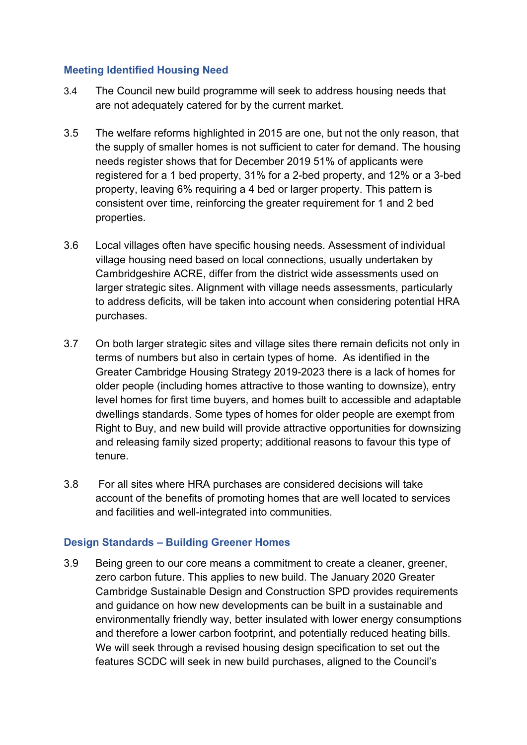### Meeting Identified Housing Need

3.4 The Council new build programme will seek to address housing needs that are not adequately catered for by the current market.

3.5 The welfare reforms highlighted in 2015 are one, but not the only reason, that the supply of smaller homes is not sufficient to cater for demand. The housing needs register shows that for December 2019 51% of applicants were registered for a 1 bed property, 31% for a 2-bed property, and 12% or a 3-bed property, leaving 6% requiring a 4 bed or larger property. This pattern is consistent over time, reinforcing the greater requirement for 1 and 2 bed properties.

3.6 Local villages often have specific housing needs. Assessment of individual village housing need based on local connections, usually undertaken by Cambridgeshire ACRE, differ from the district wide assessments used on larger strategic sites. Alignment with village needs assessments, particularly to address deficits, will be taken into account when considering potential HRA purchases.

3.7 On both larger strategic sites and village sites there remain deficits not only in terms of numbers but also in certain types of home. As identified in the Greater Cambridge Housing Strategy 2019-2023 there is a lack of homes for older people (including homes attractive to those wanting to downsize), entry level homes for first time buyers, and homes built to accessible and adaptable dwellings standards. Some types of homes for older people are exempt from Right to Buy, and new build will provide attractive opportunities for downsizing and releasing family sized property; additional reasons to favour this type of tenure.

3.8 For all sites where HRA purchases are considered decisions will take account of the benefits of promoting homes that are well located to services and facilities and well-integrated into communities.

### Design Standards – Building Greener Homes

3.9 Being green to our core means a commitment to create a cleaner, greener, zero carbon future. This applies to new build. The January 2020 Greater Cambridge Sustainable Design and Construction SPD provides requirements and guidance on how new developments can be built in a sustainable and environmentally friendly way, better insulated with lower energy consumptions and therefore a lower carbon footprint, and potentially reduced heating bills. We will seek through a revised housing design specification to set out the features SCDC will seek in new build purchases, aligned to the Council's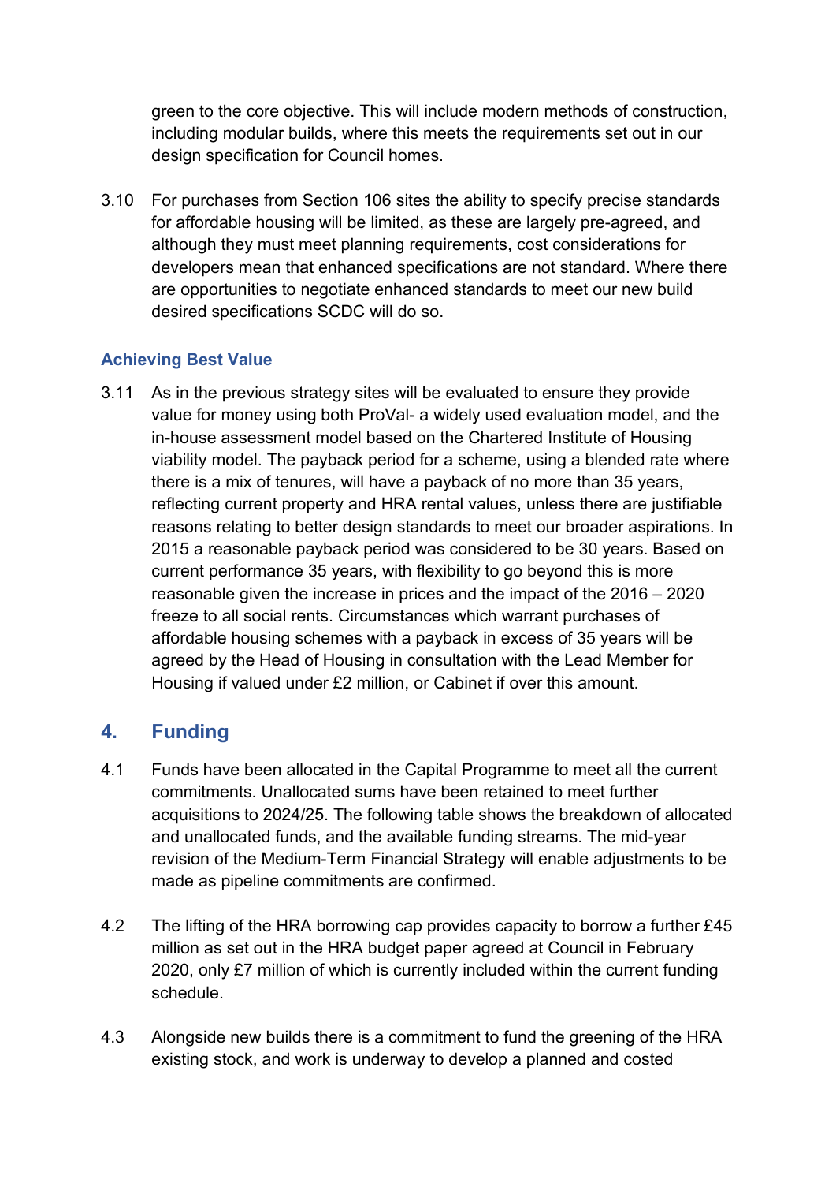green to the core objective. This will include modern methods of construction, including modular builds, where this meets the requirements set out in our design specification for Council homes.

3.10 For purchases from Section 106 sites the ability to specify precise standards for affordable housing will be limited, as these are largely pre-agreed, and although they must meet planning requirements, cost considerations for developers mean that enhanced specifications are not standard. Where there are opportunities to negotiate enhanced standards to meet our new build desired specifications SCDC will do so.

### Achieving Best Value

3.11 As in the previous strategy sites will be evaluated to ensure they provide value for money using both ProVal- a widely used evaluation model, and the in-house assessment model based on the Chartered Institute of Housing viability model. The payback period for a scheme, using a blended rate where there is a mix of tenures, will have a payback of no more than 35 years, reflecting current property and HRA rental values, unless there are justifiable reasons relating to better design standards to meet our broader aspirations. In 2015 a reasonable payback period was considered to be 30 years. Based on current performance 35 years, with flexibility to go beyond this is more reasonable given the increase in prices and the impact of the 2016 – 2020 freeze to all social rents. Circumstances which warrant purchases of affordable housing schemes with a payback in excess of 35 years will be agreed by the Head of Housing in consultation with the Lead Member for Housing if valued under £2 million, or Cabinet if over this amount.

## 4. Funding

4.1 Funds have been allocated in the Capital Programme to meet all the current commitments. Unallocated sums have been retained to meet further acquisitions to 2024/25. The following table shows the breakdown of allocated and unallocated funds, and the available funding streams. The mid-year revision of the Medium-Term Financial Strategy will enable adjustments to be made as pipeline commitments are confirmed.

4.2 The lifting of the HRA borrowing cap provides capacity to borrow a further £45 million as set out in the HRA budget paper agreed at Council in February 2020, only £7 million of which is currently included within the current funding schedule.

4.3 Alongside new builds there is a commitment to fund the greening of the HRA existing stock, and work is underway to develop a planned and costed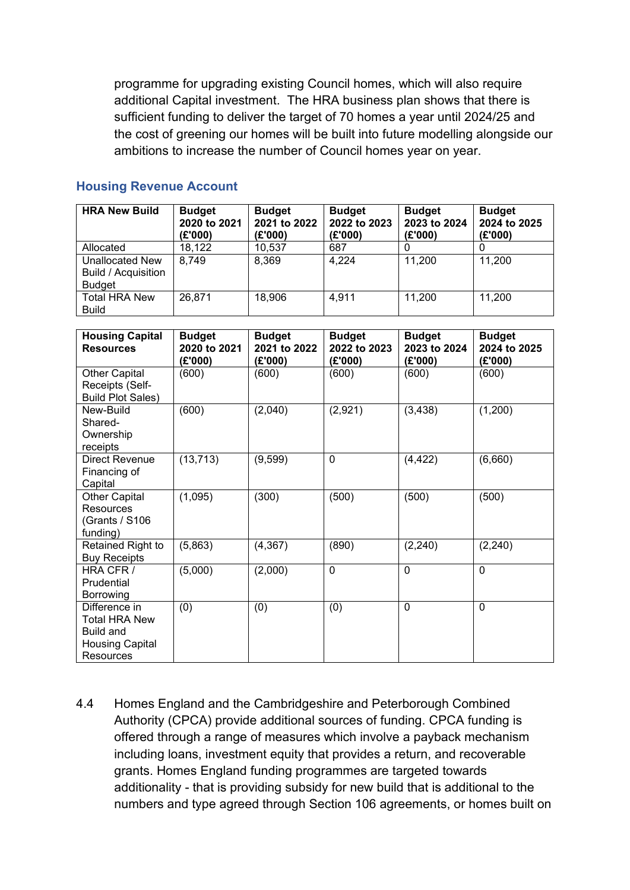programme for upgrading existing Council homes, which will also require additional Capital investment. The HRA business plan shows that there is sufficient funding to deliver the target of 70 homes a year until 2024/25 and the cost of greening our homes will be built into future modelling alongside our ambitions to increase the number of Council homes year on year.

## Housing Revenue Account

| HRA New Build | Budget 2020 to 2021 (£'000) | Budget 2021 to 2022 (£'000) | Budget 2022 to 2023 (£'000) | Budget 2023 to 2024 (£'000) | Budget 2024 to 2025 (£'000) |
|---|---|---|---|---|---|
| Allocated | 18,122 | 10,537 | 687 | 0 | 0 |
| Unallocated New Build / Acquisition Budget | 8,749 | 8,369 | 4,224 | 11,200 | 11,200 |
| Total HRA New Build | 26,871 | 18,906 | 4,911 | 11,200 | 11,200 |

| Housing Capital Resources | Budget 2020 to 2021 (£'000) | Budget 2021 to 2022 (£'000) | Budget 2022 to 2023 (£'000) | Budget 2023 to 2024 (£'000) | Budget 2024 to 2025 (£'000) |
|---|---|---|---|---|---|
| Other Capital Receipts (Self-Build Plot Sales) | (600) | (600) | (600) | (600) | (600) |
| New-Build Shared-Ownership receipts | (600) | (2,040) | (2,921) | (3,438) | (1,200) |
| Direct Revenue Financing of Capital | (13,713) | (9,599) | 0 | (4,422) | (6,660) |
| Other Capital Resources (Grants / S106 funding) | (1,095) | (300) | (500) | (500) | (500) |
| Retained Right to Buy Receipts | (5,863) | (4,367) | (890) | (2,240) | (2,240) |
| HRA CFR / Prudential Borrowing | (5,000) | (2,000) | 0 | 0 | 0 |
| Difference in Total HRA New Build and Housing Capital Resources | (0) | (0) | (0) | 0 | 0 |

4.4 Homes England and the Cambridgeshire and Peterborough Combined Authority (CPCA) provide additional sources of funding. CPCA funding is offered through a range of measures which involve a payback mechanism including loans, investment equity that provides a return, and recoverable grants. Homes England funding programmes are targeted towards additionality - that is providing subsidy for new build that is additional to the numbers and type agreed through Section 106 agreements, or homes built on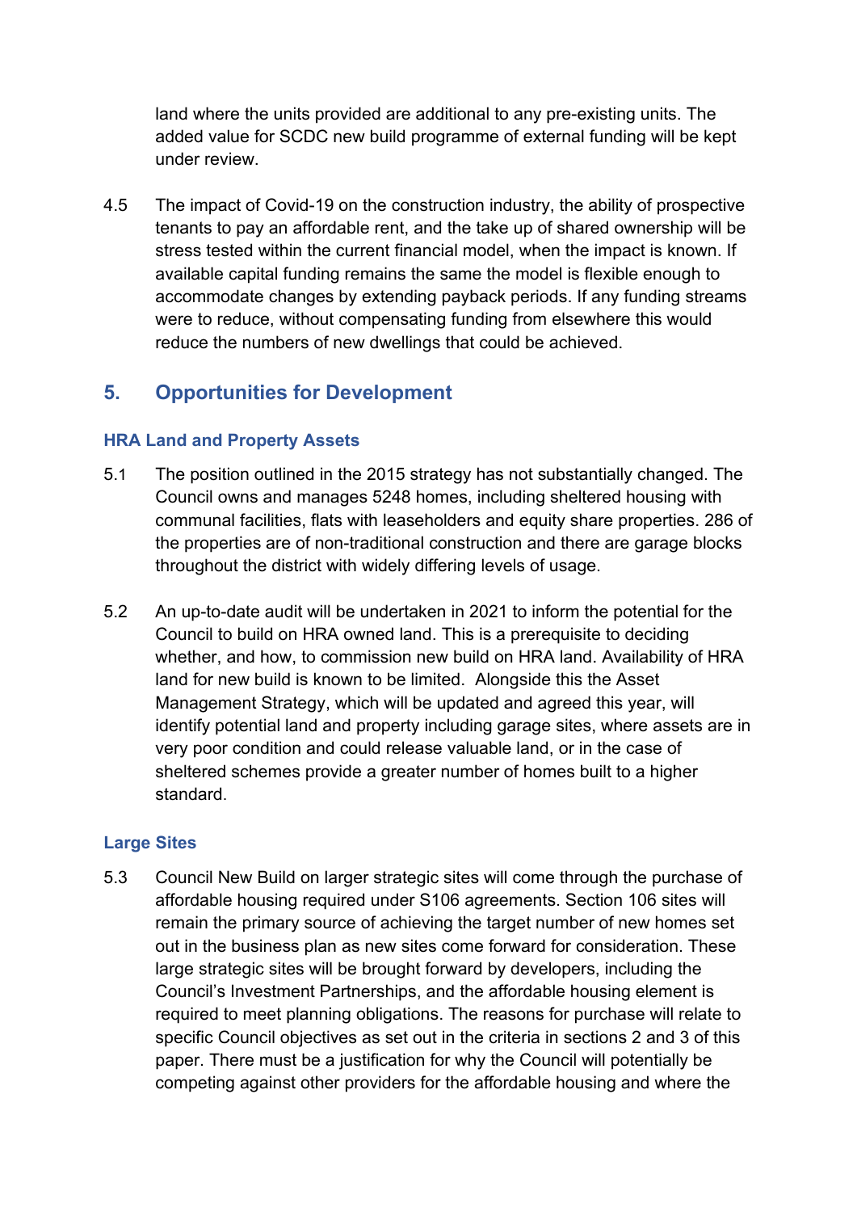land where the units provided are additional to any pre-existing units. The added value for SCDC new build programme of external funding will be kept under review.

4.5 The impact of Covid-19 on the construction industry, the ability of prospective tenants to pay an affordable rent, and the take up of shared ownership will be stress tested within the current financial model, when the impact is known. If available capital funding remains the same the model is flexible enough to accommodate changes by extending payback periods. If any funding streams were to reduce, without compensating funding from elsewhere this would reduce the numbers of new dwellings that could be achieved.

## 5. Opportunities for Development

### HRA Land and Property Assets

5.1 The position outlined in the 2015 strategy has not substantially changed. The Council owns and manages 5248 homes, including sheltered housing with communal facilities, flats with leaseholders and equity share properties. 286 of the properties are of non-traditional construction and there are garage blocks throughout the district with widely differing levels of usage.

5.2 An up-to-date audit will be undertaken in 2021 to inform the potential for the Council to build on HRA owned land. This is a prerequisite to deciding whether, and how, to commission new build on HRA land. Availability of HRA land for new build is known to be limited. Alongside this the Asset Management Strategy, which will be updated and agreed this year, will identify potential land and property including garage sites, where assets are in very poor condition and could release valuable land, or in the case of sheltered schemes provide a greater number of homes built to a higher standard.

### Large Sites

5.3 Council New Build on larger strategic sites will come through the purchase of affordable housing required under S106 agreements. Section 106 sites will remain the primary source of achieving the target number of new homes set out in the business plan as new sites come forward for consideration. These large strategic sites will be brought forward by developers, including the Council's Investment Partnerships, and the affordable housing element is required to meet planning obligations. The reasons for purchase will relate to specific Council objectives as set out in the criteria in sections 2 and 3 of this paper. There must be a justification for why the Council will potentially be competing against other providers for the affordable housing and where the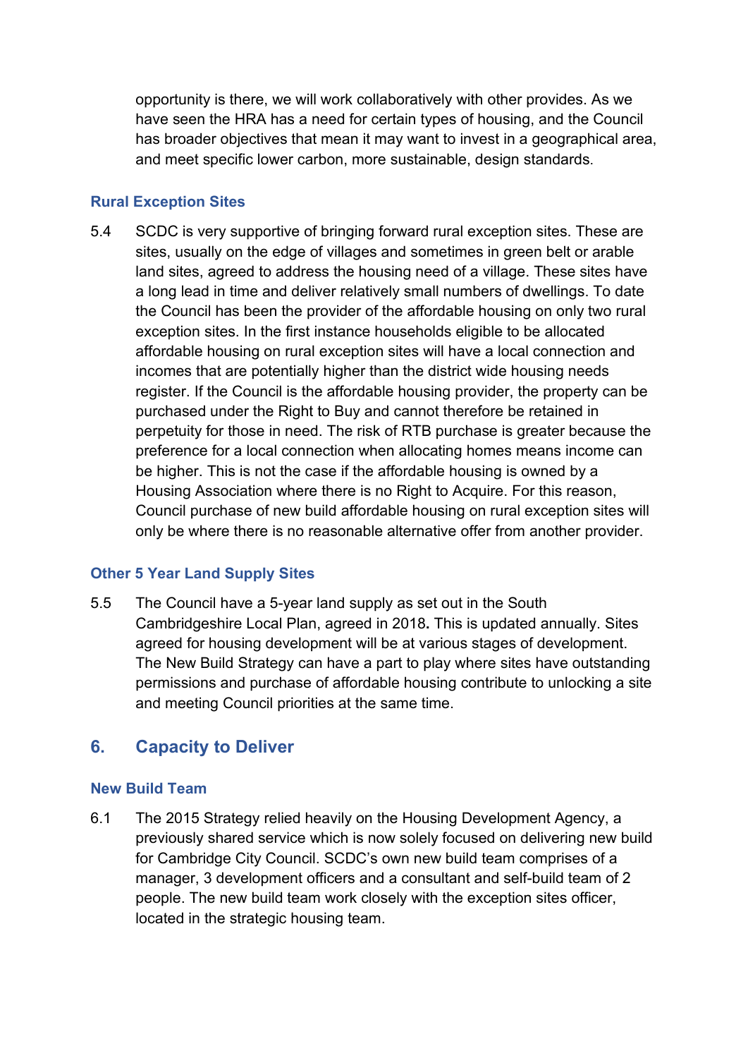opportunity is there, we will work collaboratively with other provides. As we have seen the HRA has a need for certain types of housing, and the Council has broader objectives that mean it may want to invest in a geographical area, and meet specific lower carbon, more sustainable, design standards.

### Rural Exception Sites

5.4 SCDC is very supportive of bringing forward rural exception sites. These are sites, usually on the edge of villages and sometimes in green belt or arable land sites, agreed to address the housing need of a village. These sites have a long lead in time and deliver relatively small numbers of dwellings. To date the Council has been the provider of the affordable housing on only two rural exception sites. In the first instance households eligible to be allocated affordable housing on rural exception sites will have a local connection and incomes that are potentially higher than the district wide housing needs register. If the Council is the affordable housing provider, the property can be purchased under the Right to Buy and cannot therefore be retained in perpetuity for those in need. The risk of RTB purchase is greater because the preference for a local connection when allocating homes means income can be higher. This is not the case if the affordable housing is owned by a Housing Association where there is no Right to Acquire. For this reason, Council purchase of new build affordable housing on rural exception sites will only be where there is no reasonable alternative offer from another provider.

### Other 5 Year Land Supply Sites

5.5 The Council have a 5-year land supply as set out in the South Cambridgeshire Local Plan, agreed in 2018**.** This is updated annually. Sites agreed for housing development will be at various stages of development. The New Build Strategy can have a part to play where sites have outstanding permissions and purchase of affordable housing contribute to unlocking a site and meeting Council priorities at the same time.

## 6. Capacity to Deliver

### New Build Team

6.1 The 2015 Strategy relied heavily on the Housing Development Agency, a previously shared service which is now solely focused on delivering new build for Cambridge City Council. SCDC's own new build team comprises of a manager, 3 development officers and a consultant and self-build team of 2 people. The new build team work closely with the exception sites officer, located in the strategic housing team.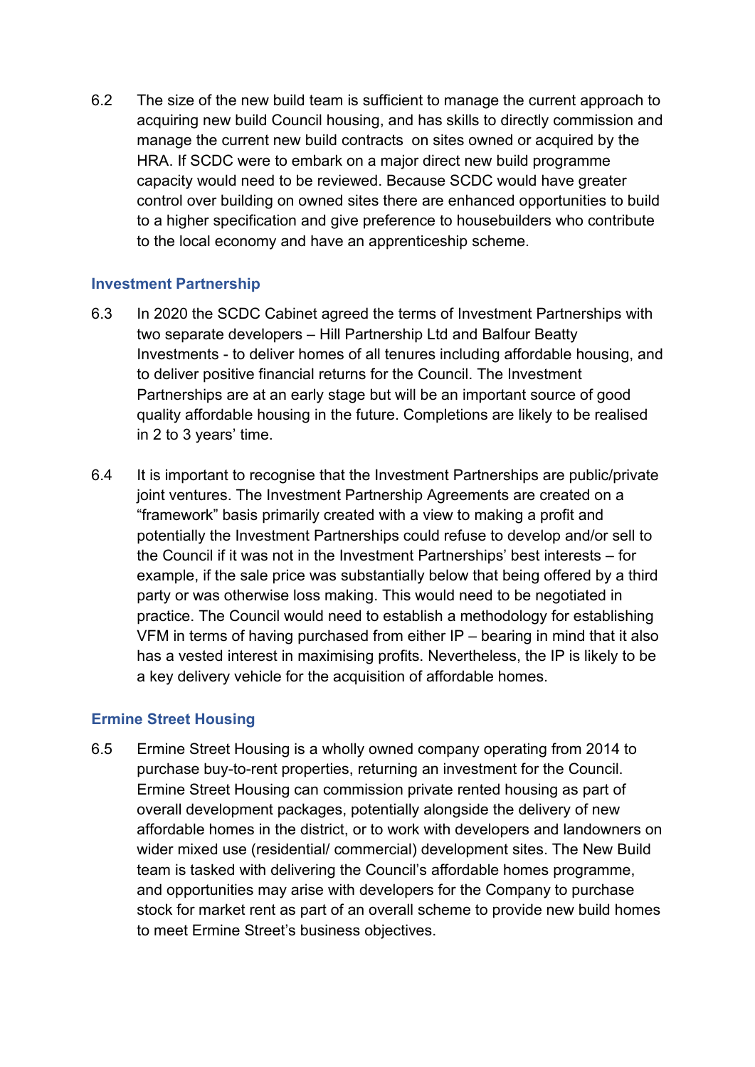6.2 The size of the new build team is sufficient to manage the current approach to acquiring new build Council housing, and has skills to directly commission and manage the current new build contracts on sites owned or acquired by the HRA. If SCDC were to embark on a major direct new build programme capacity would need to be reviewed. Because SCDC would have greater control over building on owned sites there are enhanced opportunities to build to a higher specification and give preference to housebuilders who contribute to the local economy and have an apprenticeship scheme.

### Investment Partnership

6.3 In 2020 the SCDC Cabinet agreed the terms of Investment Partnerships with two separate developers – Hill Partnership Ltd and Balfour Beatty Investments - to deliver homes of all tenures including affordable housing, and to deliver positive financial returns for the Council. The Investment Partnerships are at an early stage but will be an important source of good quality affordable housing in the future. Completions are likely to be realised in 2 to 3 years' time.

6.4 It is important to recognise that the Investment Partnerships are public/private joint ventures. The Investment Partnership Agreements are created on a "framework" basis primarily created with a view to making a profit and potentially the Investment Partnerships could refuse to develop and/or sell to the Council if it was not in the Investment Partnerships' best interests – for example, if the sale price was substantially below that being offered by a third party or was otherwise loss making. This would need to be negotiated in practice. The Council would need to establish a methodology for establishing VFM in terms of having purchased from either IP – bearing in mind that it also has a vested interest in maximising profits. Nevertheless, the IP is likely to be a key delivery vehicle for the acquisition of affordable homes.

### Ermine Street Housing

6.5 Ermine Street Housing is a wholly owned company operating from 2014 to purchase buy-to-rent properties, returning an investment for the Council. Ermine Street Housing can commission private rented housing as part of overall development packages, potentially alongside the delivery of new affordable homes in the district, or to work with developers and landowners on wider mixed use (residential/ commercial) development sites. The New Build team is tasked with delivering the Council's affordable homes programme, and opportunities may arise with developers for the Company to purchase stock for market rent as part of an overall scheme to provide new build homes to meet Ermine Street's business objectives.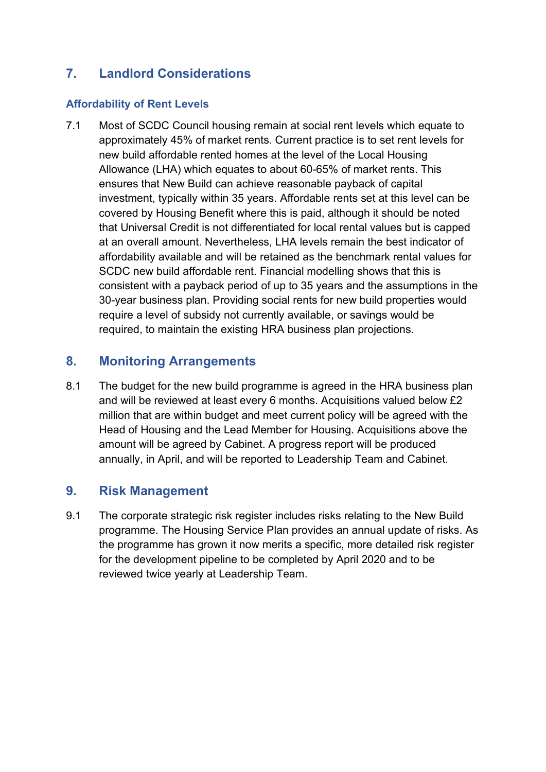## 7. Landlord Considerations

### Affordability of Rent Levels

7.1 Most of SCDC Council housing remain at social rent levels which equate to approximately 45% of market rents. Current practice is to set rent levels for new build affordable rented homes at the level of the Local Housing Allowance (LHA) which equates to about 60-65% of market rents. This ensures that New Build can achieve reasonable payback of capital investment, typically within 35 years. Affordable rents set at this level can be covered by Housing Benefit where this is paid, although it should be noted that Universal Credit is not differentiated for local rental values but is capped at an overall amount. Nevertheless, LHA levels remain the best indicator of affordability available and will be retained as the benchmark rental values for SCDC new build affordable rent. Financial modelling shows that this is consistent with a payback period of up to 35 years and the assumptions in the 30-year business plan. Providing social rents for new build properties would require a level of subsidy not currently available, or savings would be required, to maintain the existing HRA business plan projections.

## 8. Monitoring Arrangements

8.1 The budget for the new build programme is agreed in the HRA business plan and will be reviewed at least every 6 months. Acquisitions valued below £2 million that are within budget and meet current policy will be agreed with the Head of Housing and the Lead Member for Housing. Acquisitions above the amount will be agreed by Cabinet. A progress report will be produced annually, in April, and will be reported to Leadership Team and Cabinet.

## 9. Risk Management

9.1 The corporate strategic risk register includes risks relating to the New Build programme. The Housing Service Plan provides an annual update of risks. As the programme has grown it now merits a specific, more detailed risk register for the development pipeline to be completed by April 2020 and to be reviewed twice yearly at Leadership Team.